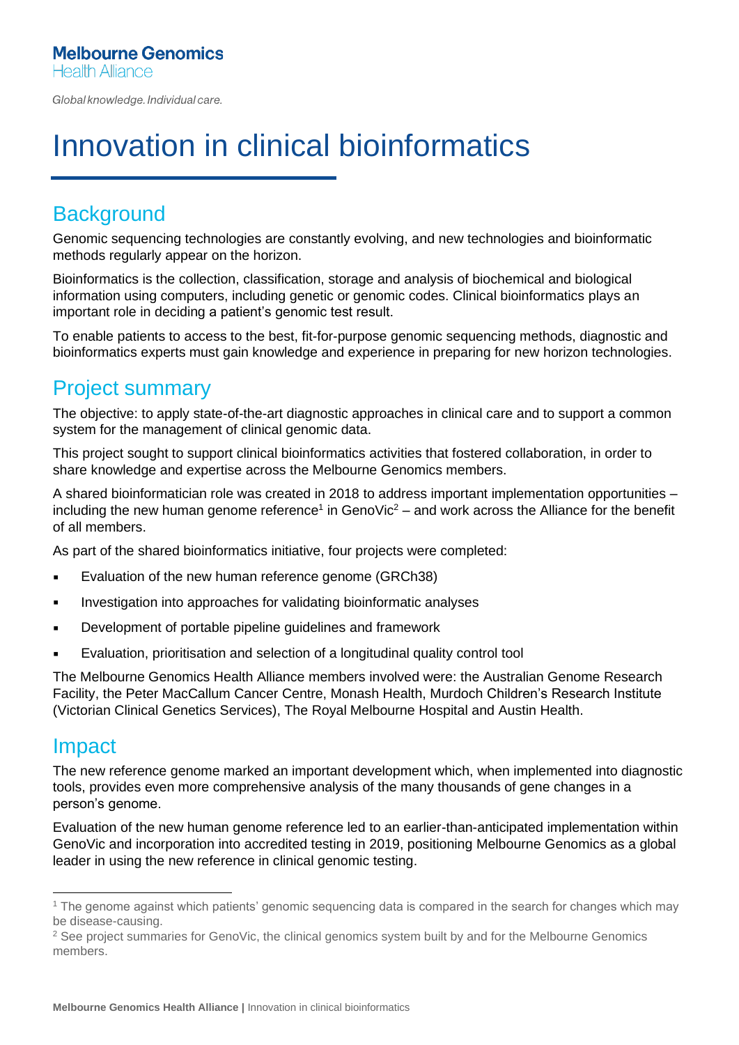Melbourne Genomics
Health Alliance

*Global knowledge. Individual care.*

# Innovation in clinical bioinformatics

## Background

Genomic sequencing technologies are constantly evolving, and new technologies and bioinformatic methods regularly appear on the horizon.

Bioinformatics is the collection, classification, storage and analysis of biochemical and biological information using computers, including genetic or genomic codes. Clinical bioinformatics plays an important role in deciding a patient's genomic test result.

To enable patients to access to the best, fit-for-purpose genomic sequencing methods, diagnostic and bioinformatics experts must gain knowledge and experience in preparing for new horizon technologies.

## Project summary

The objective: to apply state-of-the-art diagnostic approaches in clinical care and to support a common system for the management of clinical genomic data.

This project sought to support clinical bioinformatics activities that fostered collaboration, in order to share knowledge and expertise across the Melbourne Genomics members.

A shared bioinformatician role was created in 2018 to address important implementation opportunities – including the new human genome reference[1] in GenoVic[2] – and work across the Alliance for the benefit of all members.

As part of the shared bioinformatics initiative, four projects were completed:

- Evaluation of the new human reference genome (GRCh38)
- Investigation into approaches for validating bioinformatic analyses
- Development of portable pipeline guidelines and framework
- Evaluation, prioritisation and selection of a longitudinal quality control tool

The Melbourne Genomics Health Alliance members involved were: the Australian Genome Research Facility, the Peter MacCallum Cancer Centre, Monash Health, Murdoch Children's Research Institute (Victorian Clinical Genetics Services), The Royal Melbourne Hospital and Austin Health.

## Impact

The new reference genome marked an important development which, when implemented into diagnostic tools, provides even more comprehensive analysis of the many thousands of gene changes in a person's genome.

Evaluation of the new human genome reference led to an earlier-than-anticipated implementation within GenoVic and incorporation into accredited testing in 2019, positioning Melbourne Genomics as a global leader in using the new reference in clinical genomic testing.

---

[1] The genome against which patients' genomic sequencing data is compared in the search for changes which may be disease-causing.

[2] See project summaries for GenoVic, the clinical genomics system built by and for the Melbourne Genomics members.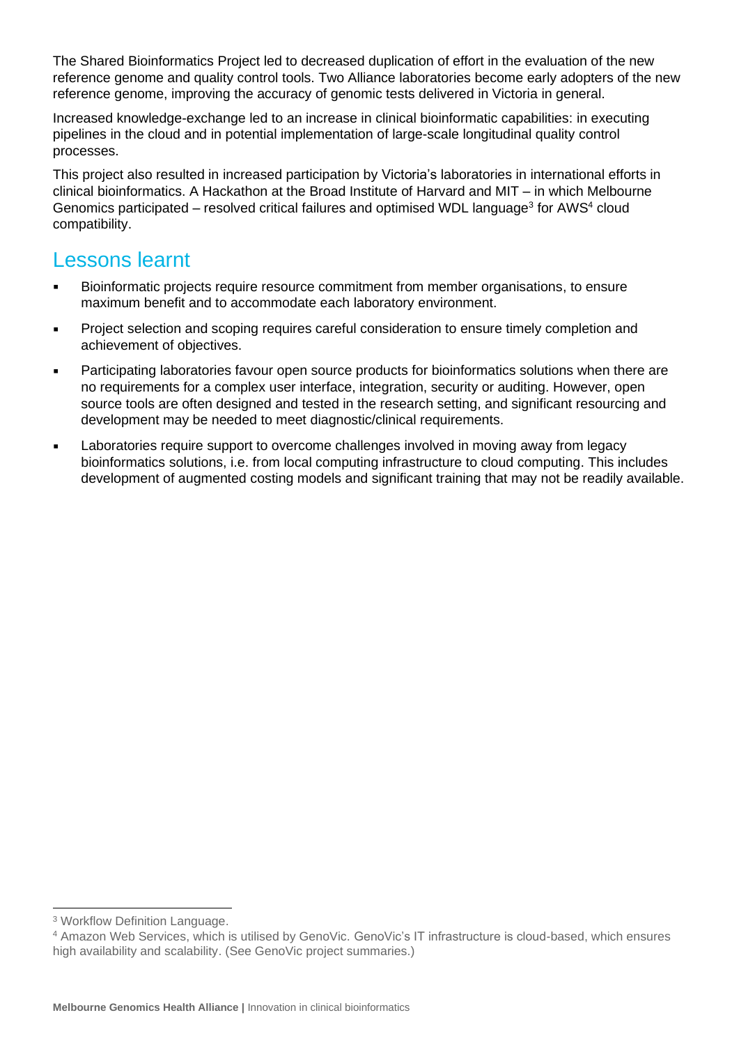The Shared Bioinformatics Project led to decreased duplication of effort in the evaluation of the new reference genome and quality control tools. Two Alliance laboratories become early adopters of the new reference genome, improving the accuracy of genomic tests delivered in Victoria in general.

Increased knowledge-exchange led to an increase in clinical bioinformatic capabilities: in executing pipelines in the cloud and in potential implementation of large-scale longitudinal quality control processes.

This project also resulted in increased participation by Victoria's laboratories in international efforts in clinical bioinformatics. A Hackathon at the Broad Institute of Harvard and MIT – in which Melbourne Genomics participated – resolved critical failures and optimised WDL language[3] for AWS[4] cloud compatibility.

## Lessons learnt

- Bioinformatic projects require resource commitment from member organisations, to ensure maximum benefit and to accommodate each laboratory environment.
- Project selection and scoping requires careful consideration to ensure timely completion and achievement of objectives.
- Participating laboratories favour open source products for bioinformatics solutions when there are no requirements for a complex user interface, integration, security or auditing. However, open source tools are often designed and tested in the research setting, and significant resourcing and development may be needed to meet diagnostic/clinical requirements.
- Laboratories require support to overcome challenges involved in moving away from legacy bioinformatics solutions, i.e. from local computing infrastructure to cloud computing. This includes development of augmented costing models and significant training that may not be readily available.

---

[3] Workflow Definition Language.

[4] Amazon Web Services, which is utilised by GenoVic. GenoVic's IT infrastructure is cloud-based, which ensures high availability and scalability. (See GenoVic project summaries.)